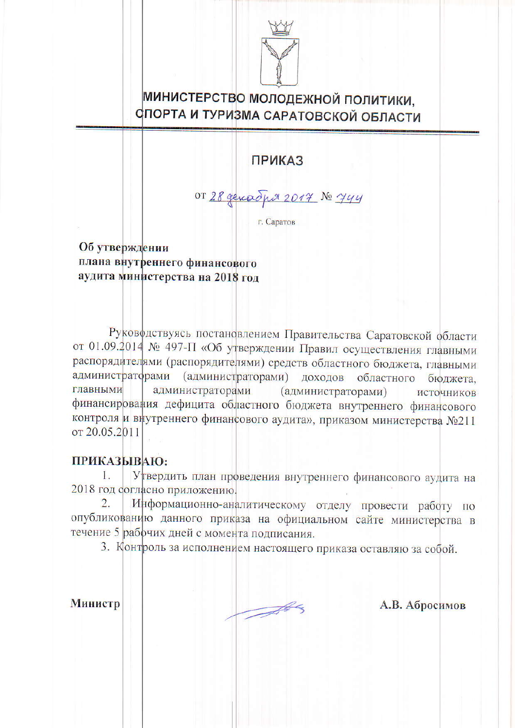# МИНИСТЕРСТВО МОЛОДЕЖНОЙ ПОЛИТИКИ, СПОРТА И ТУРИЗМА САРАТОВСКОЙ ОБЛАСТИ

## ПРИКАЗ

от 28 декабря 2017 № 744

г. Саратов

**Об утверждении плана внутреннего финансового аудита министерства на 2018 год**

Руководствуясь постановлением Правительства Саратовской области от 01.09.2014 № 497-П «Об утверждении Правил осуществления главными распорядителями (распорядителями) средств областного бюджета, главными администраторами (администраторами) доходов областного бюджета, главными администраторами (администраторами) источников финансирования дефицита областного бюджета внутреннего финансового контроля и внутреннего финансового аудита», приказом министерства №211 от 20.05.2011

**ПРИКАЗЫВАЮ:**

1. Утвердить план проведения внутреннего финансового аудита на 2018 год согласно приложению.
2. Информационно-аналитическому отделу провести работу по опубликованию данного приказа на официальном сайте министерства в течение 5 рабочих дней с момента подписания.
3. Контроль за исполнением настоящего приказа оставляю за собой.

**Министр** **А.В. Абросимов**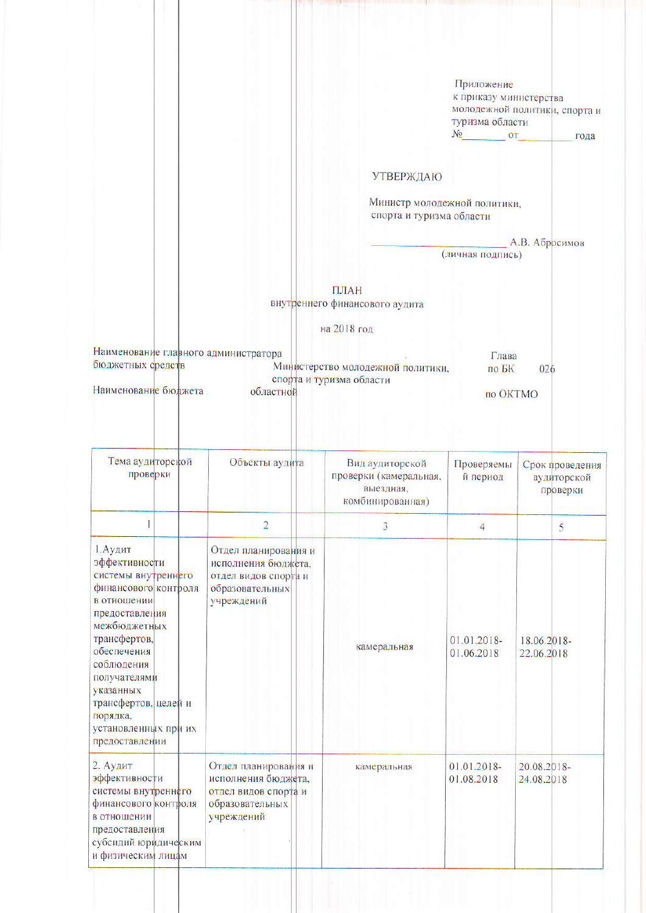Приложение
к приказу министерства
молодежной политики, спорта и
туризма области
№________ от__________ года

УТВЕРЖДАЮ

Министр молодежной политики,
спорта и туризма области

__________________________ А.В. Абросимов
(личная подпись)

# ПЛАН
## внутреннего финансового аудита

на 2018 год

Наименование главного администратора бюджетных средств — Министерство молодежной политики, спорта и туризма области — Глава по БК 026

Наименование бюджета — областной — по ОКТМО

| Тема аудиторской проверки | Объекты аудита | Вид аудиторской проверки (камеральная, выездная, комбинированная) | Проверяемый период | Срок проведения аудиторской проверки |
|---|---|---|---|---|
| 1 | 2 | 3 | 4 | 5 |
| 1.Аудит эффективности системы внутреннего финансового контроля в отношении предоставления межбюджетных трансфертов, обеспечения соблюдения получателями указанных трансфертов, целей и порядка, установленных при их предоставлении | Отдел планирования и исполнения бюджета, отдел видов спорта и образовательных учреждений | камеральная | 01.01.2018-01.06.2018 | 18.06.2018-22.06.2018 |
| 2. Аудит эффективности системы внутреннего финансового контроля в отношении предоставления субсидий юридическим и физическим лицам | Отдел планирования и исполнения бюджета, отдел видов спорта и образовательных учреждений | камеральная | 01.01.2018-01.08.2018 | 20.08.2018-24.08.2018 |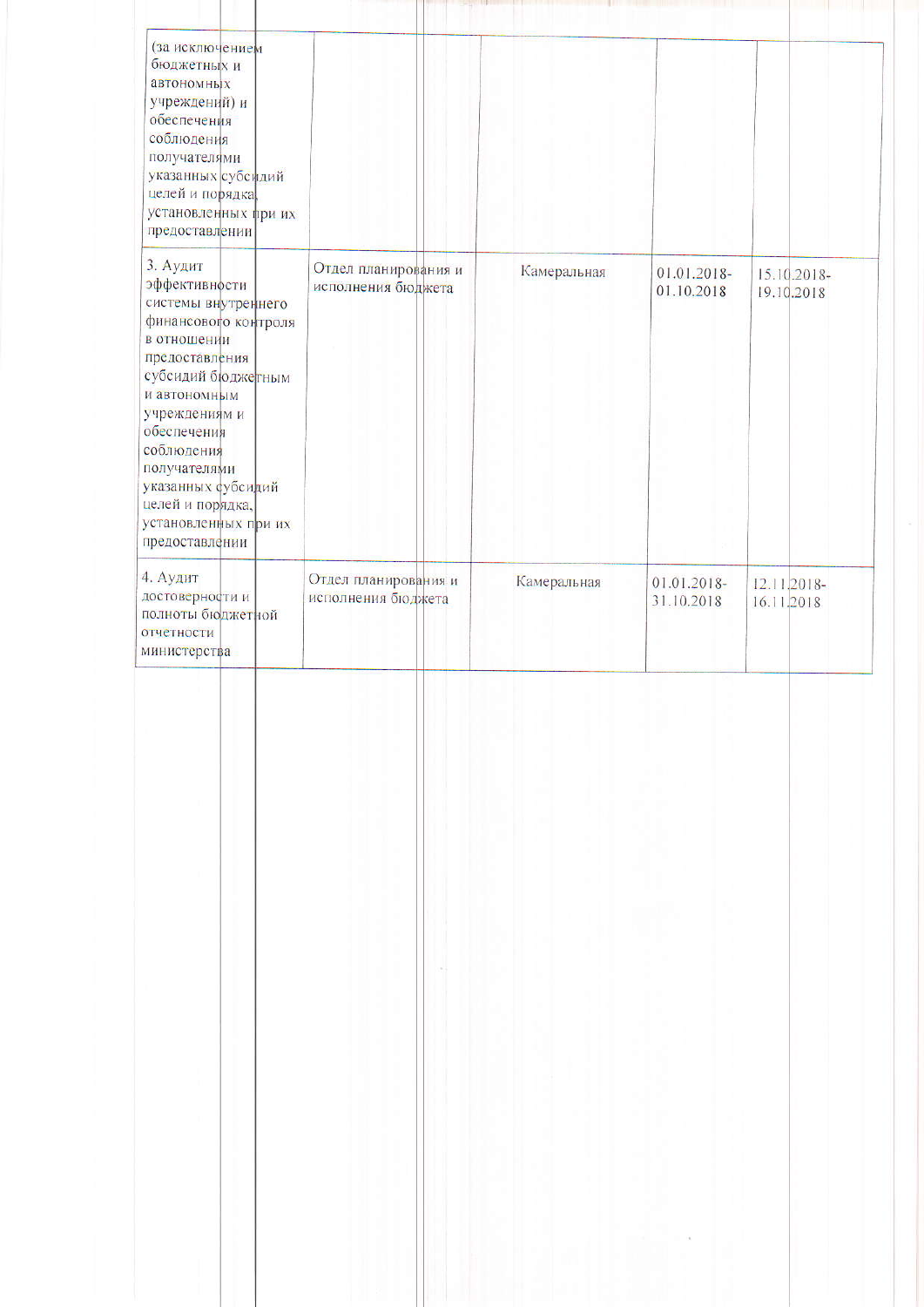| | | | | |
|---|---|---|---|---|
| (за исключением бюджетных и автономных учреждений) и обеспечения соблюдения получателями указанных субсидий целей и порядка, установленных при их предоставлении | | | | |
| 3. Аудит эффективности системы внутреннего финансового контроля в отношении предоставления субсидий бюджетным и автономным учреждениям и обеспечения соблюдения получателями указанных субсидий целей и порядка, установленных при их предоставлении | Отдел планирования и исполнения бюджета | Камеральная | 01.01.2018-01.10.2018 | 15.10.2018-19.10.2018 |
| 4. Аудит достоверности и полноты бюджетной отчетности министерства | Отдел планирования и исполнения бюджета | Камеральная | 01.01.2018-31.10.2018 | 12.11.2018-16.11.2018 |